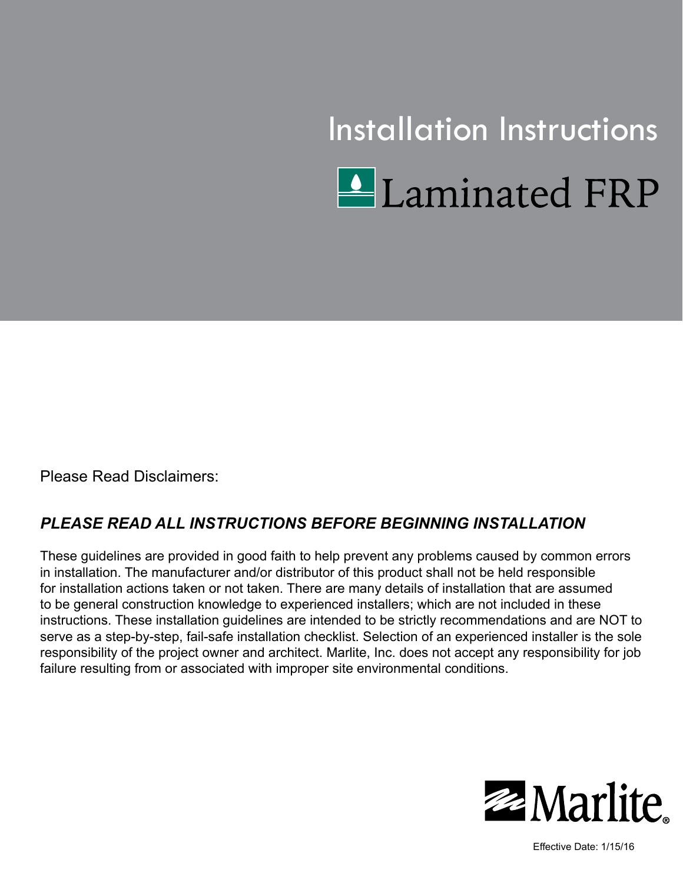# Installation Instructions

# Laminated FRP

Please Read Disclaimers:

***PLEASE READ ALL INSTRUCTIONS BEFORE BEGINNING INSTALLATION***

These guidelines are provided in good faith to help prevent any problems caused by common errors in installation. The manufacturer and/or distributor of this product shall not be held responsible for installation actions taken or not taken. There are many details of installation that are assumed to be general construction knowledge to experienced installers; which are not included in these instructions. These installation guidelines are intended to be strictly recommendations and are NOT to serve as a step-by-step, fail-safe installation checklist. Selection of an experienced installer is the sole responsibility of the project owner and architect. Marlite, Inc. does not accept any responsibility for job failure resulting from or associated with improper site environmental conditions.

Marlite®

Effective Date: 1/15/16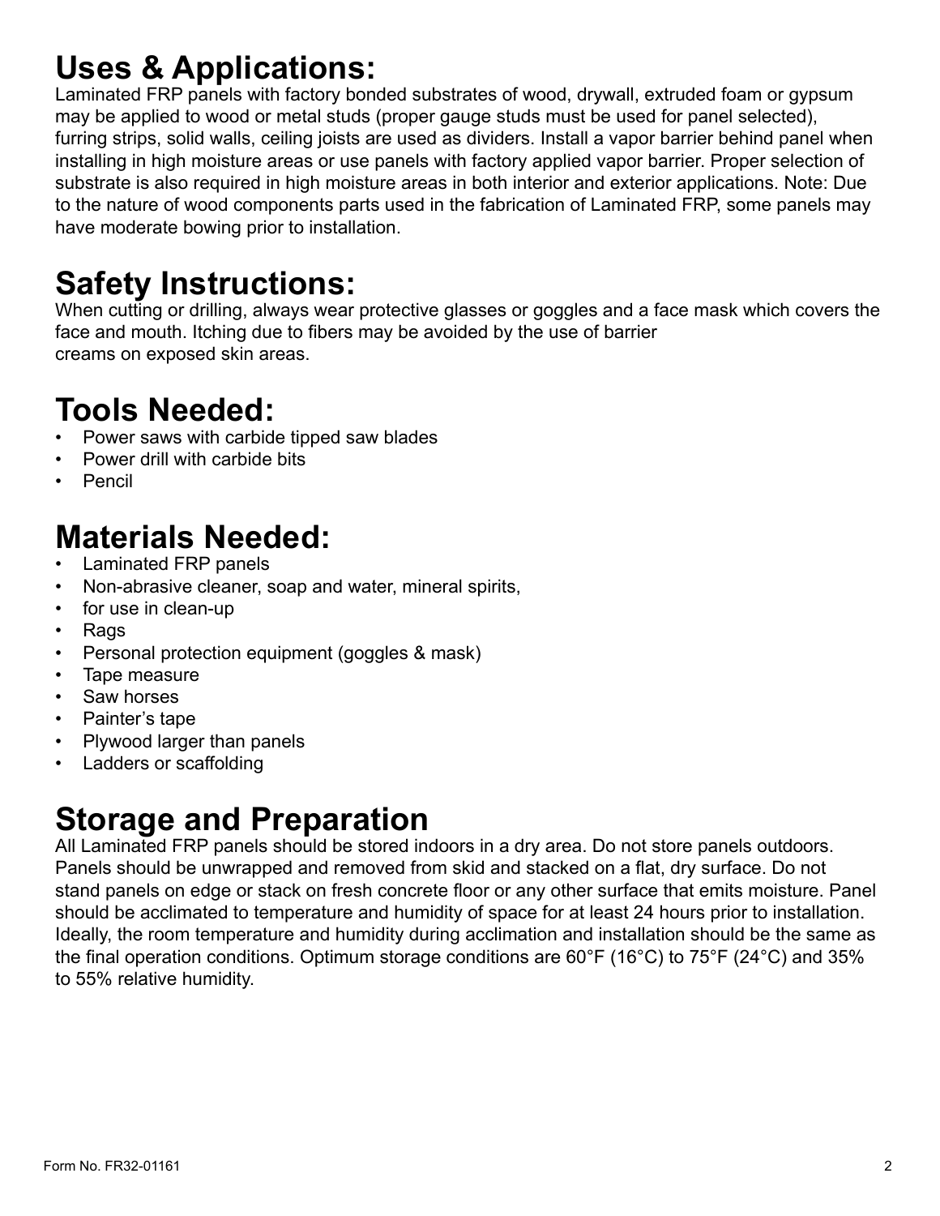## Uses & Applications:

Laminated FRP panels with factory bonded substrates of wood, drywall, extruded foam or gypsum may be applied to wood or metal studs (proper gauge studs must be used for panel selected), furring strips, solid walls, ceiling joists are used as dividers. Install a vapor barrier behind panel when installing in high moisture areas or use panels with factory applied vapor barrier. Proper selection of substrate is also required in high moisture areas in both interior and exterior applications. Note: Due to the nature of wood components parts used in the fabrication of Laminated FRP, some panels may have moderate bowing prior to installation.

## Safety Instructions:

When cutting or drilling, always wear protective glasses or goggles and a face mask which covers the face and mouth. Itching due to fibers may be avoided by the use of barrier creams on exposed skin areas.

## Tools Needed:

- Power saws with carbide tipped saw blades
- Power drill with carbide bits
- Pencil

## Materials Needed:

- Laminated FRP panels
- Non-abrasive cleaner, soap and water, mineral spirits,
- for use in clean-up
- Rags
- Personal protection equipment (goggles & mask)
- Tape measure
- Saw horses
- Painter's tape
- Plywood larger than panels
- Ladders or scaffolding

## Storage and Preparation

All Laminated FRP panels should be stored indoors in a dry area. Do not store panels outdoors. Panels should be unwrapped and removed from skid and stacked on a flat, dry surface. Do not stand panels on edge or stack on fresh concrete floor or any other surface that emits moisture. Panel should be acclimated to temperature and humidity of space for at least 24 hours prior to installation. Ideally, the room temperature and humidity during acclimation and installation should be the same as the final operation conditions. Optimum storage conditions are 60°F (16°C) to 75°F (24°C) and 35% to 55% relative humidity.

Form No. FR32-01161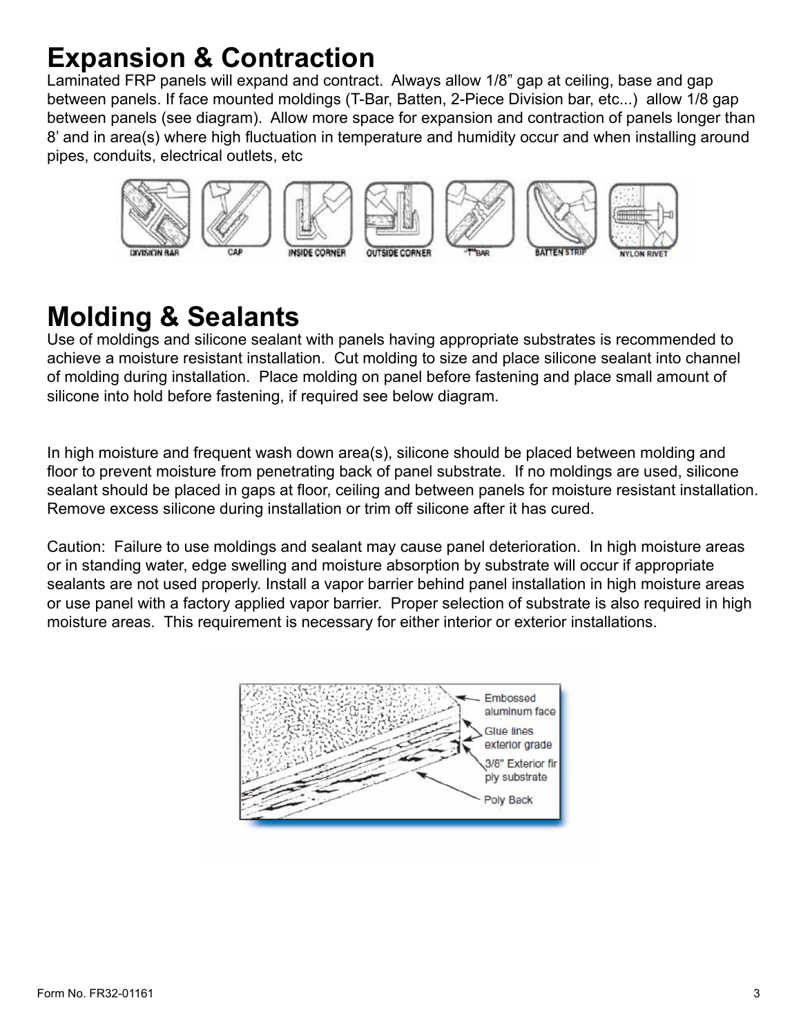# Expansion & Contraction

Laminated FRP panels will expand and contract. Always allow 1/8" gap at ceiling, base and gap between panels. If face mounted moldings (T-Bar, Batten, 2-Piece Division bar, etc...) allow 1/8 gap between panels (see diagram). Allow more space for expansion and contraction of panels longer than 8' and in area(s) where high fluctuation in temperature and humidity occur and when installing around pipes, conduits, electrical outlets, etc

DIVISION BAR CAP INSIDE CORNER OUTSIDE CORNER "T" BAR BATTEN STRIP NYLON RIVET

# Molding & Sealants

Use of moldings and silicone sealant with panels having appropriate substrates is recommended to achieve a moisture resistant installation. Cut molding to size and place silicone sealant into channel of molding during installation. Place molding on panel before fastening and place small amount of silicone into hold before fastening, if required see below diagram.

In high moisture and frequent wash down area(s), silicone should be placed between molding and floor to prevent moisture from penetrating back of panel substrate. If no moldings are used, silicone sealant should be placed in gaps at floor, ceiling and between panels for moisture resistant installation. Remove excess silicone during installation or trim off silicone after it has cured.

Caution: Failure to use moldings and sealant may cause panel deterioration. In high moisture areas or in standing water, edge swelling and moisture absorption by substrate will occur if appropriate sealants are not used properly. Install a vapor barrier behind panel installation in high moisture areas or use panel with a factory applied vapor barrier. Proper selection of substrate is also required in high moisture areas. This requirement is necessary for either interior or exterior installations.

Embossed aluminum face

Glue lines exterior grade

3/8" Exterior fir ply substrate

Poly Back

Form No. FR32-01161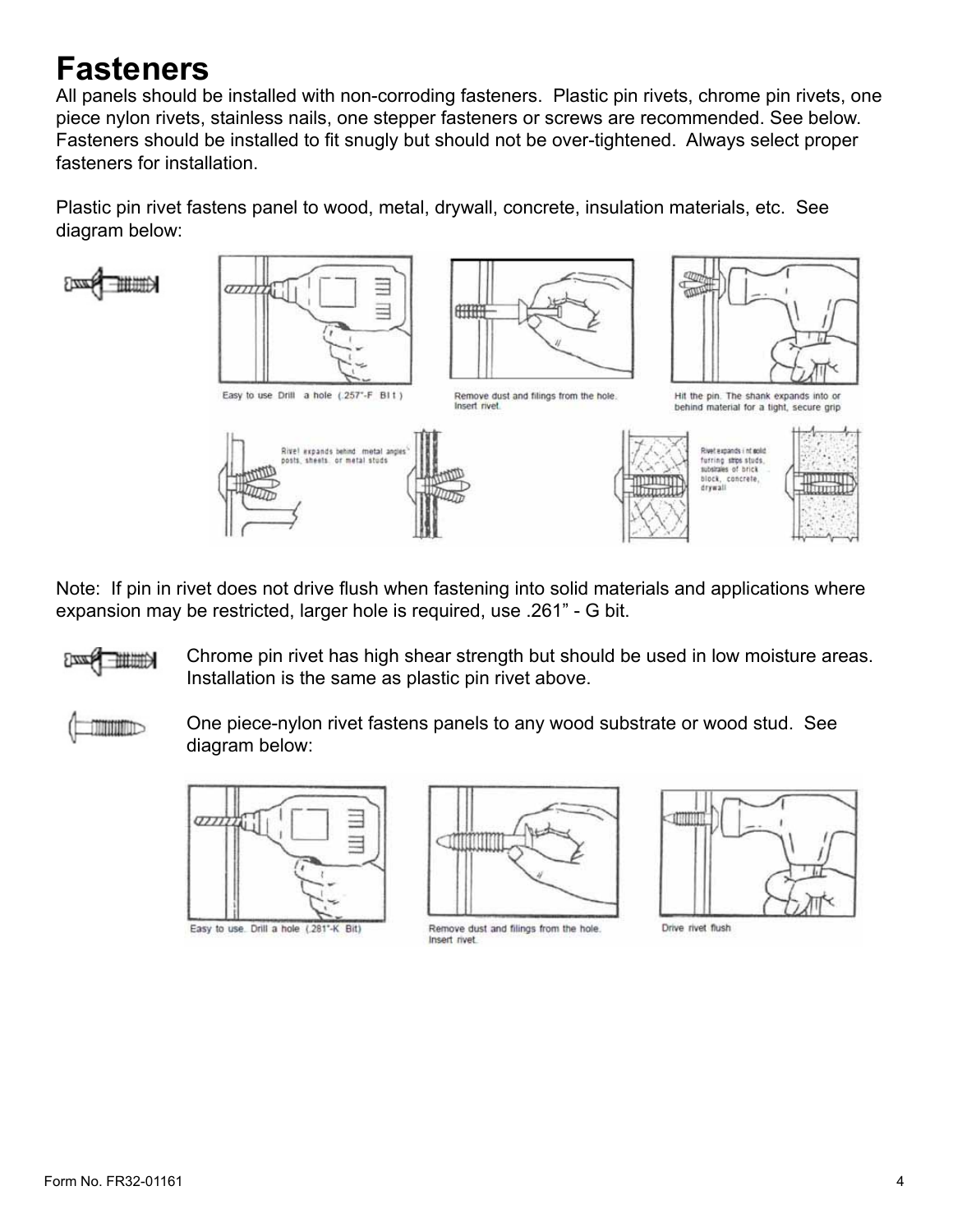# Fasteners

All panels should be installed with non-corroding fasteners. Plastic pin rivets, chrome pin rivets, one piece nylon rivets, stainless nails, one stepper fasteners or screws are recommended. See below. Fasteners should be installed to fit snugly but should not be over-tightened. Always select proper fasteners for installation.

Plastic pin rivet fastens panel to wood, metal, drywall, concrete, insulation materials, etc. See diagram below:

Easy to use Drill a hole (.257"-F Bit)

Remove dust and filings from the hole. Insert rivet.

Hit the pin. The shank expands into or behind material for a tight, secure grip

Rivet expands behind metal angles posts, sheets, or metal studs

Rivet expands in solid furring strips studs, substrates of brick block, concrete, drywall

Note: If pin in rivet does not drive flush when fastening into solid materials and applications where expansion may be restricted, larger hole is required, use .261" - G bit.

Chrome pin rivet has high shear strength but should be used in low moisture areas. Installation is the same as plastic pin rivet above.

One piece-nylon rivet fastens panels to any wood substrate or wood stud. See diagram below:

Easy to use. Drill a hole (.281"-K Bit)

Remove dust and filings from the hole. Insert rivet.

Drive rivet flush

Form No. FR32-01161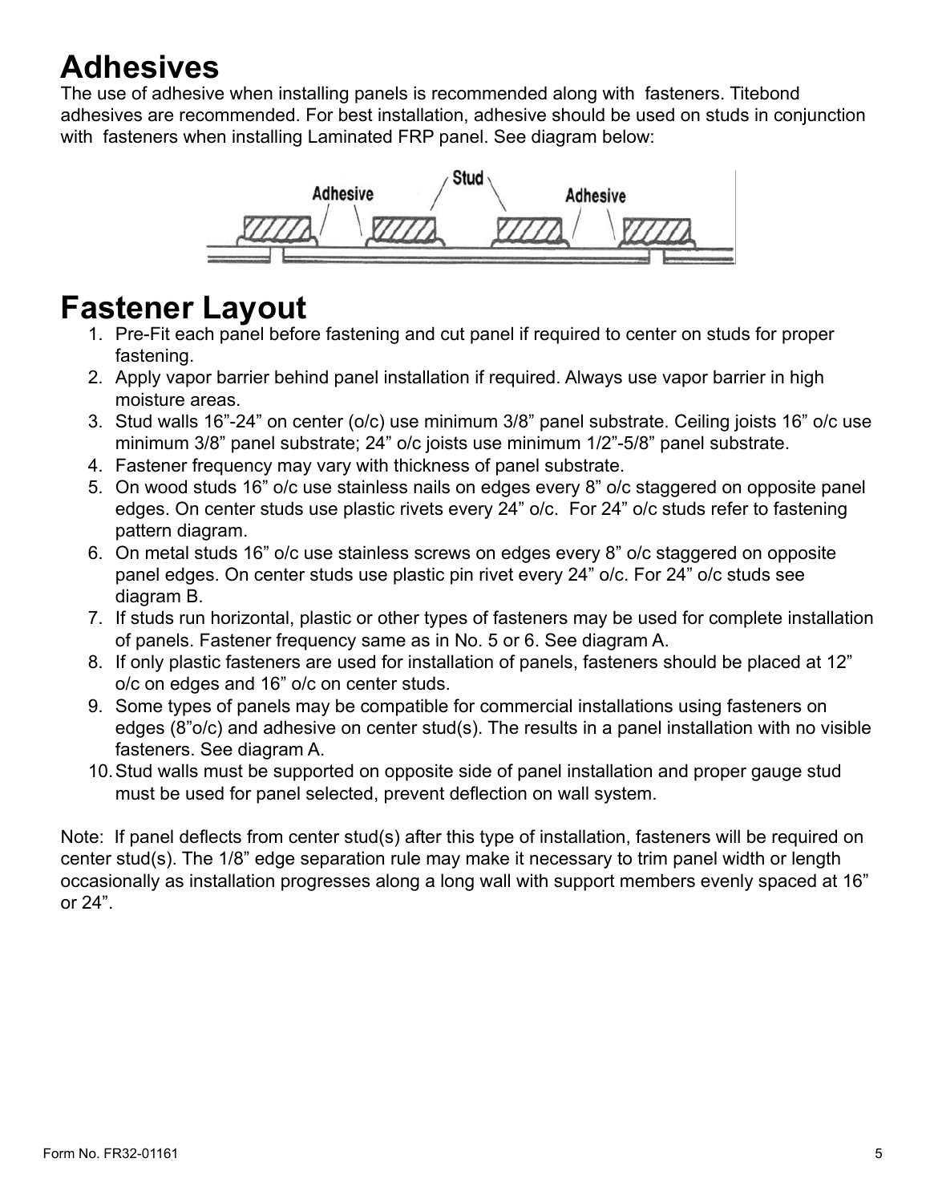# Adhesives

The use of adhesive when installing panels is recommended along with  fasteners. Titebond adhesives are recommended. For best installation, adhesive should be used on studs in conjunction with  fasteners when installing Laminated FRP panel. See diagram below:

# Fastener Layout

1. Pre-Fit each panel before fastening and cut panel if required to center on studs for proper fastening.
2. Apply vapor barrier behind panel installation if required. Always use vapor barrier in high moisture areas.
3. Stud walls 16”-24” on center (o/c) use minimum 3/8” panel substrate. Ceiling joists 16” o/c use minimum 3/8” panel substrate; 24” o/c joists use minimum 1/2”-5/8” panel substrate.
4. Fastener frequency may vary with thickness of panel substrate.
5. On wood studs 16” o/c use stainless nails on edges every 8” o/c staggered on opposite panel edges. On center studs use plastic rivets every 24” o/c.  For 24” o/c studs refer to fastening pattern diagram.
6. On metal studs 16” o/c use stainless screws on edges every 8” o/c staggered on opposite panel edges. On center studs use plastic pin rivet every 24” o/c. For 24” o/c studs see diagram B.
7. If studs run horizontal, plastic or other types of fasteners may be used for complete installation of panels. Fastener frequency same as in No. 5 or 6. See diagram A.
8. If only plastic fasteners are used for installation of panels, fasteners should be placed at 12” o/c on edges and 16” o/c on center studs.
9. Some types of panels may be compatible for commercial installations using fasteners on edges (8”o/c) and adhesive on center stud(s). The results in a panel installation with no visible fasteners. See diagram A.
10. Stud walls must be supported on opposite side of panel installation and proper gauge stud must be used for panel selected, prevent deflection on wall system.

Note:  If panel deflects from center stud(s) after this type of installation, fasteners will be required on center stud(s). The 1/8” edge separation rule may make it necessary to trim panel width or length occasionally as installation progresses along a long wall with support members evenly spaced at 16” or 24”.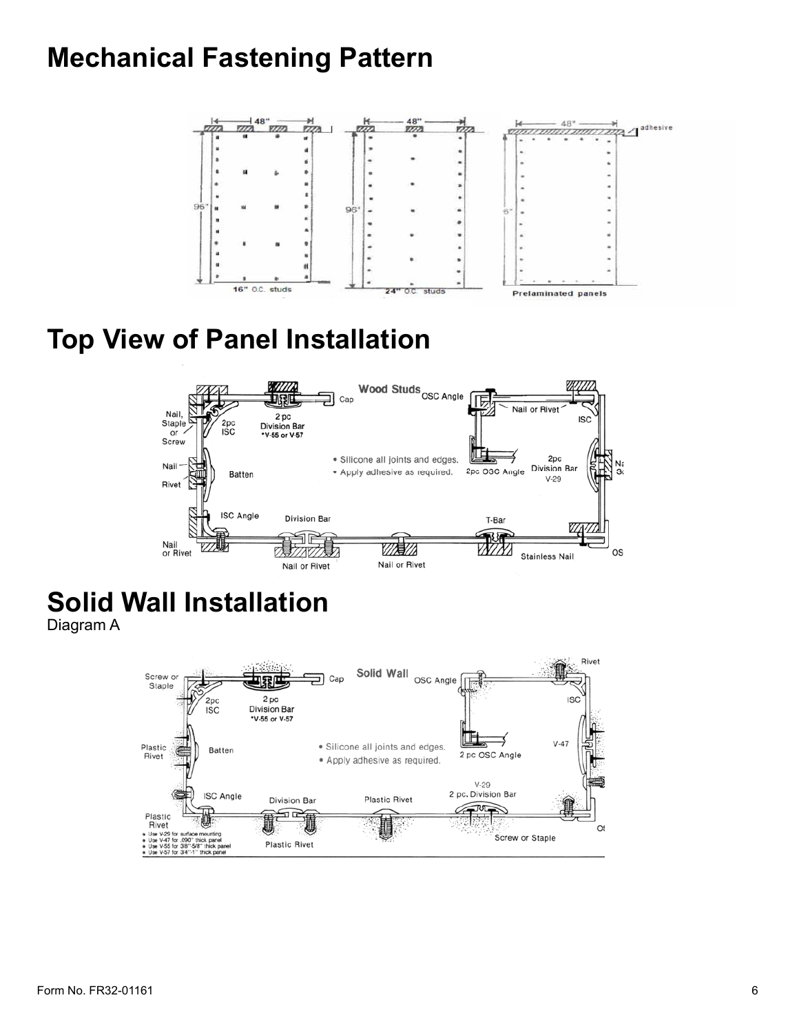# Mechanical Fastening Pattern

# Top View of Panel Installation

# Solid Wall Installation

Diagram A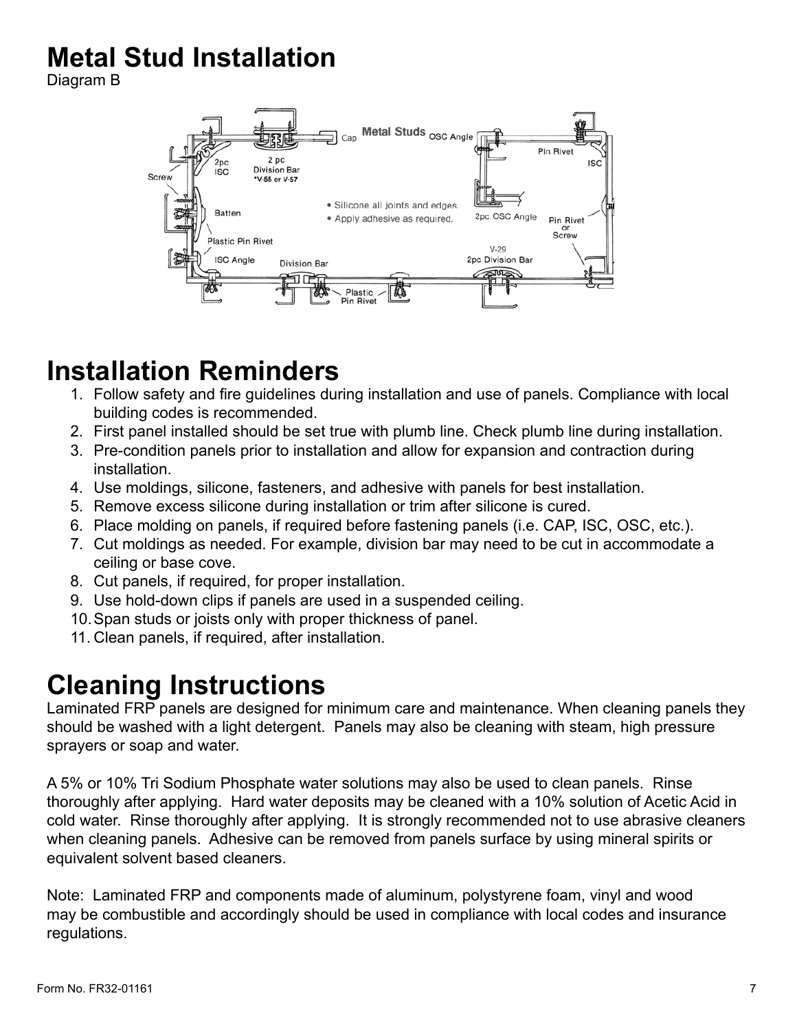# Metal Stud Installation

Diagram B

# Installation Reminders

1. Follow safety and fire guidelines during installation and use of panels. Compliance with local building codes is recommended.
2. First panel installed should be set true with plumb line. Check plumb line during installation.
3. Pre-condition panels prior to installation and allow for expansion and contraction during installation.
4. Use moldings, silicone, fasteners, and adhesive with panels for best installation.
5. Remove excess silicone during installation or trim after silicone is cured.
6. Place molding on panels, if required before fastening panels (i.e. CAP, ISC, OSC, etc.).
7. Cut moldings as needed. For example, division bar may need to be cut in accommodate a ceiling or base cove.
8. Cut panels, if required, for proper installation.
9. Use hold-down clips if panels are used in a suspended ceiling.
10. Span studs or joists only with proper thickness of panel.
11. Clean panels, if required, after installation.

# Cleaning Instructions

Laminated FRP panels are designed for minimum care and maintenance. When cleaning panels they should be washed with a light detergent. Panels may also be cleaning with steam, high pressure sprayers or soap and water.

A 5% or 10% Tri Sodium Phosphate water solutions may also be used to clean panels. Rinse thoroughly after applying. Hard water deposits may be cleaned with a 10% solution of Acetic Acid in cold water. Rinse thoroughly after applying. It is strongly recommended not to use abrasive cleaners when cleaning panels. Adhesive can be removed from panels surface by using mineral spirits or equivalent solvent based cleaners.

Note: Laminated FRP and components made of aluminum, polystyrene foam, vinyl and wood may be combustible and accordingly should be used in compliance with local codes and insurance regulations.

Form No. FR32-01161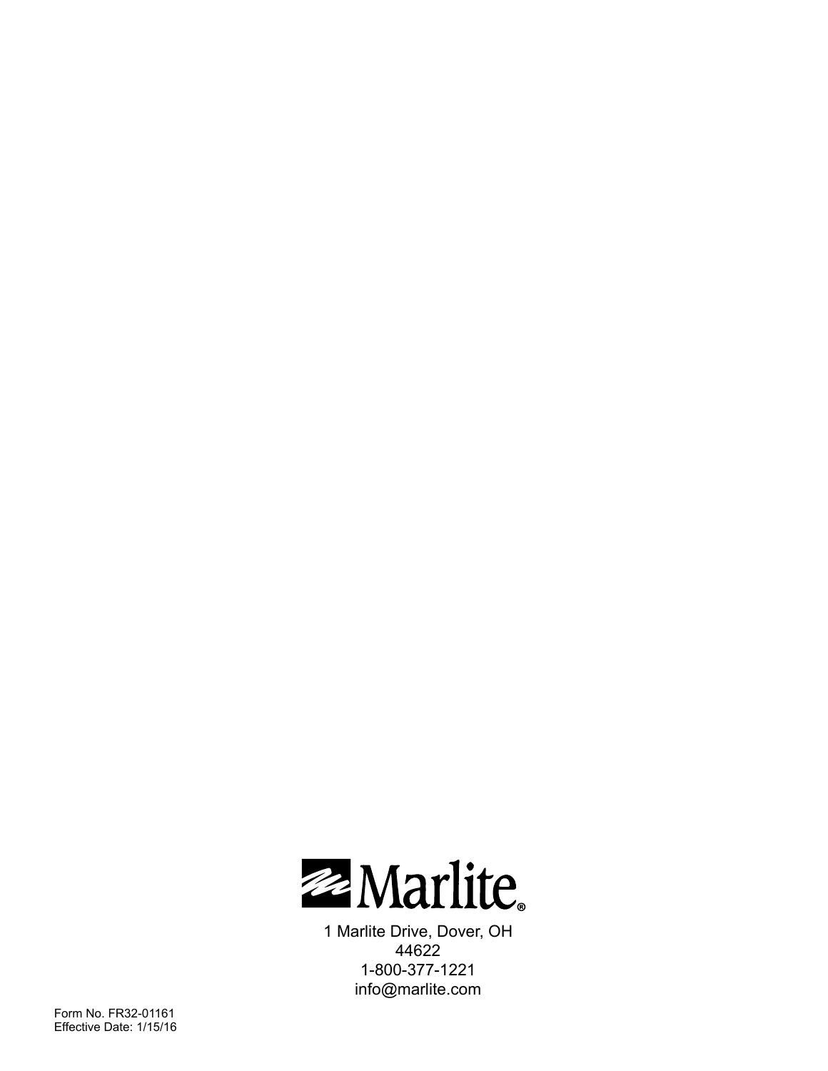Marlite®

1 Marlite Drive, Dover, OH
44622
1-800-377-1221
info@marlite.com

Form No. FR32-01161
Effective Date: 1/15/16